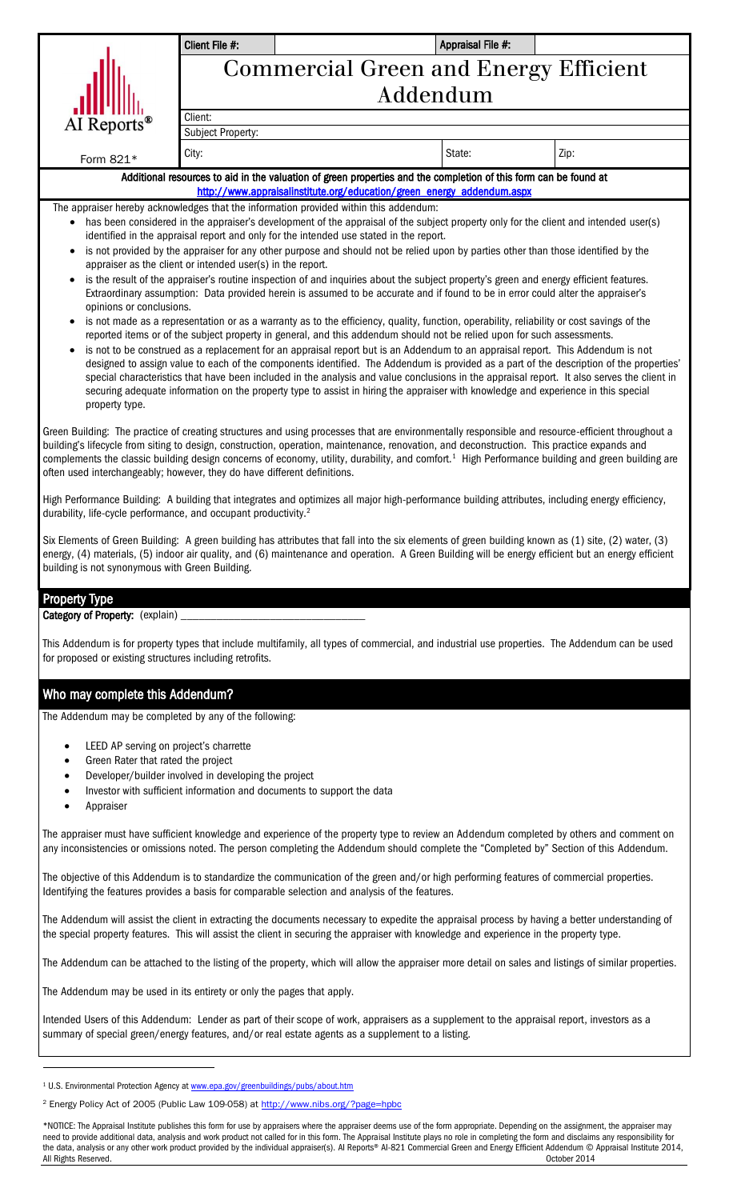| AI Reports® | Client File #: | | Appraisal File #: | |
|---|---|---|---|---|
| Form 821* | **Commercial Green and Energy Efficient Addendum** | | | |
| | Client: | | | |
| | Subject Property: | | | |
| | City: | | State: | Zip: |

**Additional resources to aid in the valuation of green properties and the completion of this form can be found at http://www.appraisalinstitute.org/education/green_energy_addendum.aspx**

The appraiser hereby acknowledges that the information provided within this addendum:

- has been considered in the appraiser's development of the appraisal of the subject property only for the client and intended user(s) identified in the appraisal report and only for the intended use stated in the report.
- is not provided by the appraiser for any other purpose and should not be relied upon by parties other than those identified by the appraiser as the client or intended user(s) in the report.
- is the result of the appraiser's routine inspection of and inquiries about the subject property's green and energy efficient features. Extraordinary assumption: Data provided herein is assumed to be accurate and if found to be in error could alter the appraiser's opinions or conclusions.
- is not made as a representation or as a warranty as to the efficiency, quality, function, operability, reliability or cost savings of the reported items or of the subject property in general, and this addendum should not be relied upon for such assessments.
- is not to be construed as a replacement for an appraisal report but is an Addendum to an appraisal report. This Addendum is not designed to assign value to each of the components identified. The Addendum is provided as a part of the description of the properties' special characteristics that have been included in the analysis and value conclusions in the appraisal report. It also serves the client in securing adequate information on the property type to assist in hiring the appraiser with knowledge and experience in this special property type.

Green Building: The practice of creating structures and using processes that are environmentally responsible and resource-efficient throughout a building's lifecycle from siting to design, construction, operation, maintenance, renovation, and deconstruction. This practice expands and complements the classic building design concerns of economy, utility, durability, and comfort.[1] High Performance building and green building are often used interchangeably; however, they do have different definitions.

High Performance Building: A building that integrates and optimizes all major high-performance building attributes, including energy efficiency, durability, life-cycle performance, and occupant productivity.[2]

Six Elements of Green Building: A green building has attributes that fall into the six elements of green building known as (1) site, (2) water, (3) energy, (4) materials, (5) indoor air quality, and (6) maintenance and operation. A Green Building will be energy efficient but an energy efficient building is not synonymous with Green Building.

## Property Type

**Category of Property:** (explain) ________________________________

This Addendum is for property types that include multifamily, all types of commercial, and industrial use properties. The Addendum can be used for proposed or existing structures including retrofits.

## Who may complete this Addendum?

The Addendum may be completed by any of the following:

- LEED AP serving on project's charrette
- Green Rater that rated the project
- Developer/builder involved in developing the project
- Investor with sufficient information and documents to support the data
- Appraiser

The appraiser must have sufficient knowledge and experience of the property type to review an Addendum completed by others and comment on any inconsistencies or omissions noted. The person completing the Addendum should complete the "Completed by" Section of this Addendum.

The objective of this Addendum is to standardize the communication of the green and/or high performing features of commercial properties. Identifying the features provides a basis for comparable selection and analysis of the features.

The Addendum will assist the client in extracting the documents necessary to expedite the appraisal process by having a better understanding of the special property features. This will assist the client in securing the appraiser with knowledge and experience in the property type.

The Addendum can be attached to the listing of the property, which will allow the appraiser more detail on sales and listings of similar properties.

The Addendum may be used in its entirety or only the pages that apply.

Intended Users of this Addendum: Lender as part of their scope of work, appraisers as a supplement to the appraisal report, investors as a summary of special green/energy features, and/or real estate agents as a supplement to a listing.

---

[1] U.S. Environmental Protection Agency at www.epa.gov/greenbuildings/pubs/about.htm

[2] Energy Policy Act of 2005 (Public Law 109-058) at http://www.nibs.org/?page=hpbc

*NOTICE: The Appraisal Institute publishes this form for use by appraisers where the appraiser deems use of the form appropriate. Depending on the assignment, the appraiser may need to provide additional data, analysis and work product not called for in this form. The Appraisal Institute plays no role in completing the form and disclaims any responsibility for the data, analysis or any other work product provided by the individual appraiser(s). AI Reports® AI-821 Commercial Green and Energy Efficient Addendum © Appraisal Institute 2014, All Rights Reserved. October 2014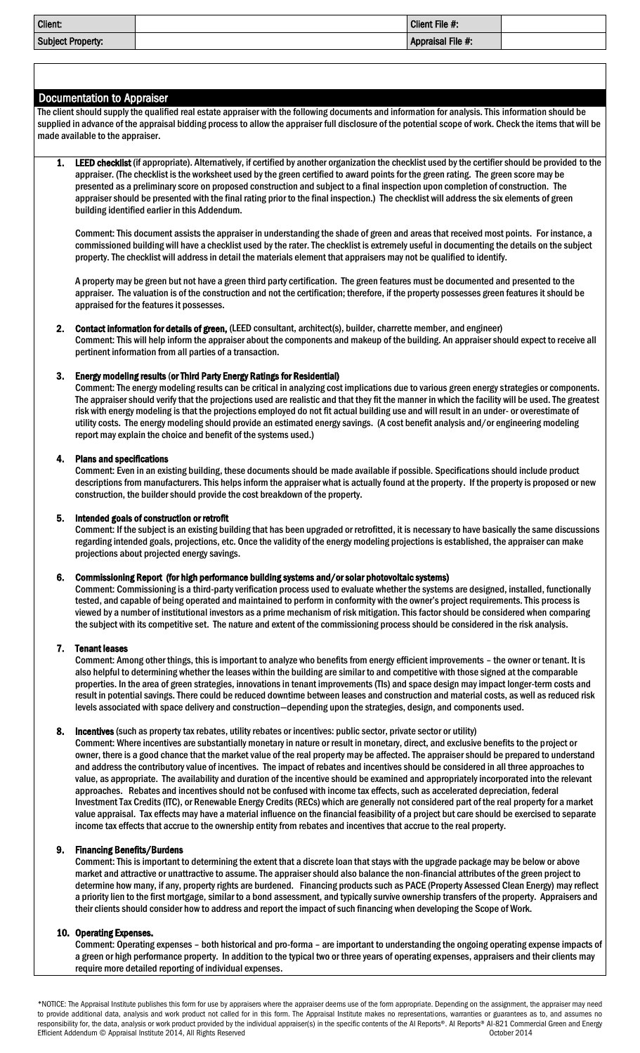| Client: | | Client File #: | |
|---|---|---|---|
| Subject Property: | | Appraisal File #: | |

## Documentation to Appraiser

The client should supply the qualified real estate appraiser with the following documents and information for analysis. This information should be supplied in advance of the appraisal bidding process to allow the appraiser full disclosure of the potential scope of work. Check the items that will be made available to the appraiser.

1. **LEED checklist** (if appropriate). Alternatively, if certified by another organization the checklist used by the certifier should be provided to the appraiser. (The checklist is the worksheet used by the green certified to award points for the green rating. The green score may be presented as a preliminary score on proposed construction and subject to a final inspection upon completion of construction. The appraiser should be presented with the final rating prior to the final inspection.) The checklist will address the six elements of green building identified earlier in this Addendum.

   Comment: This document assists the appraiser in understanding the shade of green and areas that received most points. For instance, a commissioned building will have a checklist used by the rater. The checklist is extremely useful in documenting the details on the subject property. The checklist will address in detail the materials element that appraisers may not be qualified to identify.

   A property may be green but not have a green third party certification. The green features must be documented and presented to the appraiser. The valuation is of the construction and not the certification; therefore, if the property possesses green features it should be appraised for the features it possesses.

2. **Contact information for details of green,** (LEED consultant, architect(s), builder, charrette member, and engineer)
   Comment: This will help inform the appraiser about the components and makeup of the building. An appraiser should expect to receive all pertinent information from all parties of a transaction.

3. **Energy modeling results (or Third Party Energy Ratings for Residential)**
   Comment: The energy modeling results can be critical in analyzing cost implications due to various green energy strategies or components. The appraiser should verify that the projections used are realistic and that they fit the manner in which the facility will be used. The greatest risk with energy modeling is that the projections employed do not fit actual building use and will result in an under- or overestimate of utility costs. The energy modeling should provide an estimated energy savings. (A cost benefit analysis and/or engineering modeling report may explain the choice and benefit of the systems used.)

4. **Plans and specifications**
   Comment: Even in an existing building, these documents should be made available if possible. Specifications should include product descriptions from manufacturers. This helps inform the appraiser what is actually found at the property. If the property is proposed or new construction, the builder should provide the cost breakdown of the property.

5. **Intended goals of construction or retrofit**
   Comment: If the subject is an existing building that has been upgraded or retrofitted, it is necessary to have basically the same discussions regarding intended goals, projections, etc. Once the validity of the energy modeling projections is established, the appraiser can make projections about projected energy savings.

6. **Commissioning Report (for high performance building systems and/or solar photovoltaic systems)**
   Comment: Commissioning is a third-party verification process used to evaluate whether the systems are designed, installed, functionally tested, and capable of being operated and maintained to perform in conformity with the owner's project requirements. This process is viewed by a number of institutional investors as a prime mechanism of risk mitigation. This factor should be considered when comparing the subject with its competitive set. The nature and extent of the commissioning process should be considered in the risk analysis.

7. **Tenant leases**
   Comment: Among other things, this is important to analyze who benefits from energy efficient improvements – the owner or tenant. It is also helpful to determining whether the leases within the building are similar to and competitive with those signed at the comparable properties. In the area of green strategies, innovations in tenant improvements (TIs) and space design may impact longer-term costs and result in potential savings. There could be reduced downtime between leases and construction and material costs, as well as reduced risk levels associated with space delivery and construction—depending upon the strategies, design, and components used.

8. **Incentives** (such as property tax rebates, utility rebates or incentives: public sector, private sector or utility)
   Comment: Where incentives are substantially monetary in nature or result in monetary, direct, and exclusive benefits to the project or owner, there is a good chance that the market value of the real property may be affected. The appraiser should be prepared to understand and address the contributory value of incentives. The impact of rebates and incentives should be considered in all three approaches to value, as appropriate. The availability and duration of the incentive should be examined and appropriately incorporated into the relevant approaches. Rebates and incentives should not be confused with income tax effects, such as accelerated depreciation, federal Investment Tax Credits (ITC), or Renewable Energy Credits (RECs) which are generally not considered part of the real property for a market value appraisal. Tax effects may have a material influence on the financial feasibility of a project but care should be exercised to separate income tax effects that accrue to the ownership entity from rebates and incentives that accrue to the real property.

9. **Financing Benefits/Burdens**
   Comment: This is important to determining the extent that a discrete loan that stays with the upgrade package may be below or above market and attractive or unattractive to assume. The appraiser should also balance the non-financial attributes of the green project to determine how many, if any, property rights are burdened. Financing products such as PACE (Property Assessed Clean Energy) may reflect a priority lien to the first mortgage, similar to a bond assessment, and typically survive ownership transfers of the property. Appraisers and their clients should consider how to address and report the impact of such financing when developing the Scope of Work.

10. **Operating Expenses.**
    Comment: Operating expenses – both historical and pro-forma – are important to understanding the ongoing operating expense impacts of a green or high performance property. In addition to the typical two or three years of operating expenses, appraisers and their clients may require more detailed reporting of individual expenses.

*NOTICE: The Appraisal Institute publishes this form for use by appraisers where the appraiser deems use of the form appropriate. Depending on the assignment, the appraiser may need to provide additional data, analysis and work product not called for in this form. The Appraisal Institute makes no representations, warranties or guarantees as to, and assumes no responsibility for, the data, analysis or work product provided by the individual appraiser(s) in the specific contents of the AI Reports®. AI Reports® AI-821 Commercial Green and Energy Efficient Addendum © Appraisal Institute 2014, All Rights Reserved October 2014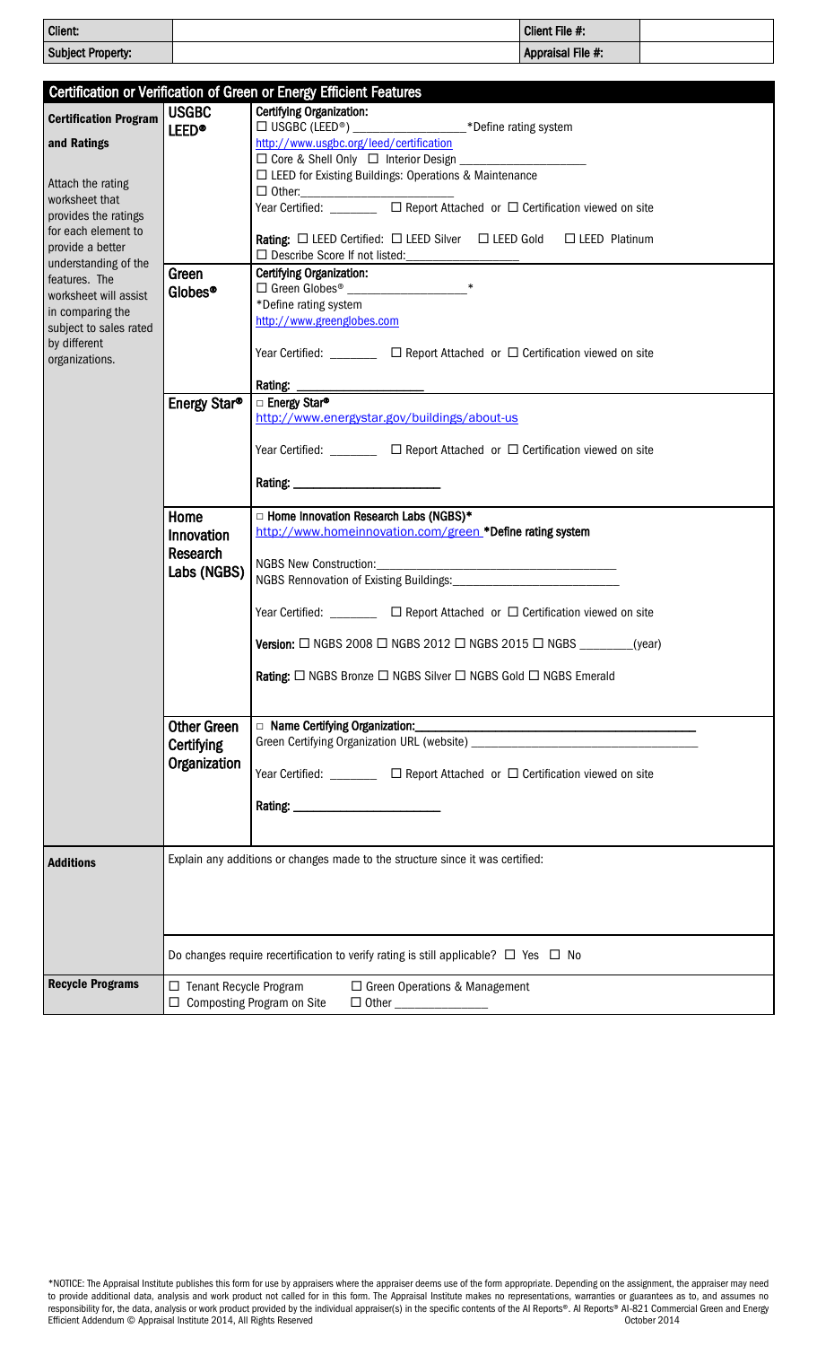| Client: | | Client File #: | |
|---|---|---|---|
| Subject Property: | | Appraisal File #: | |

## Certification or Verification of Green or Energy Efficient Features

| | | |
|---|---|---|
| **Certification Program and Ratings**<br><br>Attach the rating worksheet that provides the ratings for each element to provide a better understanding of the features. The worksheet will assist in comparing the subject to sales rated by different organizations. | **USGBC LEED®** | **Certifying Organization:**<br>☐ USGBC (LEED®) ________________ *Define rating system<br>http://www.usgbc.org/leed/certification<br>☐ Core & Shell Only ☐ Interior Design ________________<br>☐ LEED for Existing Buildings: Operations & Maintenance<br>☐ Other: ________________<br>Year Certified: ________ ☐ Report Attached or ☐ Certification viewed on site<br><br>**Rating:** ☐ LEED Certified: ☐ LEED Silver ☐ LEED Gold ☐ LEED Platinum<br>☐ Describe Score If not listed: ________________ |
| | **Green Globes®** | **Certifying Organization:**<br>☐ Green Globes® ________________ *<br>*Define rating system<br>http://www.greenglobes.com<br><br>Year Certified: ________ ☐ Report Attached or ☐ Certification viewed on site<br><br>**Rating:** ________________ |
| | **Energy Star®** | ☐ **Energy Star®**<br>http://www.energystar.gov/buildings/about-us<br><br>Year Certified: ________ ☐ Report Attached or ☐ Certification viewed on site<br><br>**Rating:** ________________ |
| | **Home Innovation Research Labs (NGBS)** | ☐ **Home Innovation Research Labs (NGBS)***<br>http://www.homeinnovation.com/green ***Define rating system**<br><br>NGBS New Construction: ________________<br>NGBS Rennovation of Existing Buildings: ________________<br><br>Year Certified: ________ ☐ Report Attached or ☐ Certification viewed on site<br><br>**Version:** ☐ NGBS 2008 ☐ NGBS 2012 ☐ NGBS 2015 ☐ NGBS ________(year)<br><br>**Rating:** ☐ NGBS Bronze ☐ NGBS Silver ☐ NGBS Gold ☐ NGBS Emerald |
| | **Other Green Certifying Organization** | ☐ **Name Certifying Organization:** ________________<br>Green Certifying Organization URL (website) ________________<br><br>Year Certified: ________ ☐ Report Attached or ☐ Certification viewed on site<br><br>**Rating:** ________________ |
| **Additions** | Explain any additions or changes made to the structure since it was certified: | |
| | Do changes require recertification to verify rating is still applicable? ☐ Yes ☐ No | |
| **Recycle Programs** | ☐ Tenant Recycle Program ☐ Green Operations & Management<br>☐ Composting Program on Site ☐ Other ________________ | |

*NOTICE: The Appraisal Institute publishes this form for use by appraisers where the appraiser deems use of the form appropriate. Depending on the assignment, the appraiser may need to provide additional data, analysis and work product not called for in this form. The Appraisal Institute makes no representations, warranties or guarantees as to, and assumes no responsibility for, the data, analysis or work product provided by the individual appraiser(s) in the specific contents of the AI Reports®. AI Reports® AI-821 Commercial Green and Energy Efficient Addendum © Appraisal Institute 2014, All Rights Reserved October 2014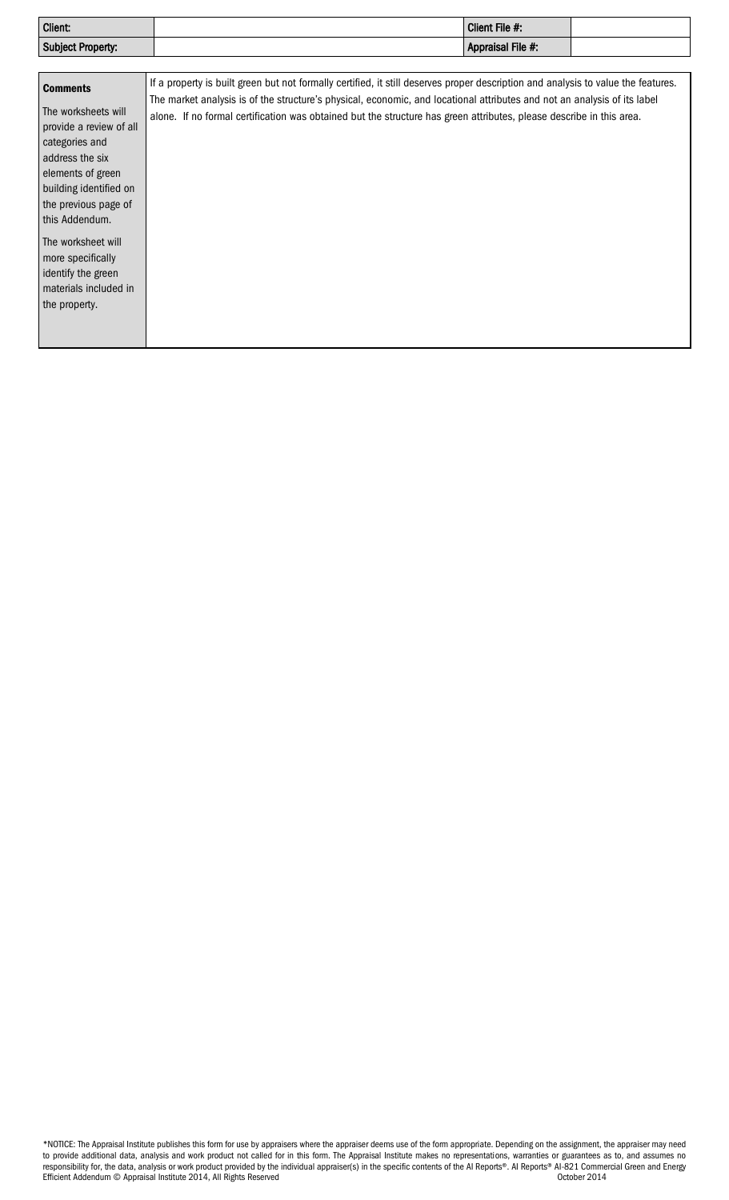| Client: | | Client File #: | |
| --- | --- | --- | --- |
| Subject Property: | | Appraisal File #: | |

| **Comments**<br><br>The worksheets will provide a review of all categories and address the six elements of green building identified on the previous page of this Addendum.<br><br>The worksheet will more specifically identify the green materials included in the property. | If a property is built green but not formally certified, it still deserves proper description and analysis to value the features. The market analysis is of the structure's physical, economic, and locational attributes and not an analysis of its label alone. If no formal certification was obtained but the structure has green attributes, please describe in this area. |
| --- | --- |

*NOTICE: The Appraisal Institute publishes this form for use by appraisers where the appraiser deems use of the form appropriate. Depending on the assignment, the appraiser may need to provide additional data, analysis and work product not called for in this form. The Appraisal Institute makes no representations, warranties or guarantees as to, and assumes no responsibility for, the data, analysis or work product provided by the individual appraiser(s) in the specific contents of the AI Reports®. AI Reports® AI-821 Commercial Green and Energy Efficient Addendum © Appraisal Institute 2014, All Rights Reserved October 2014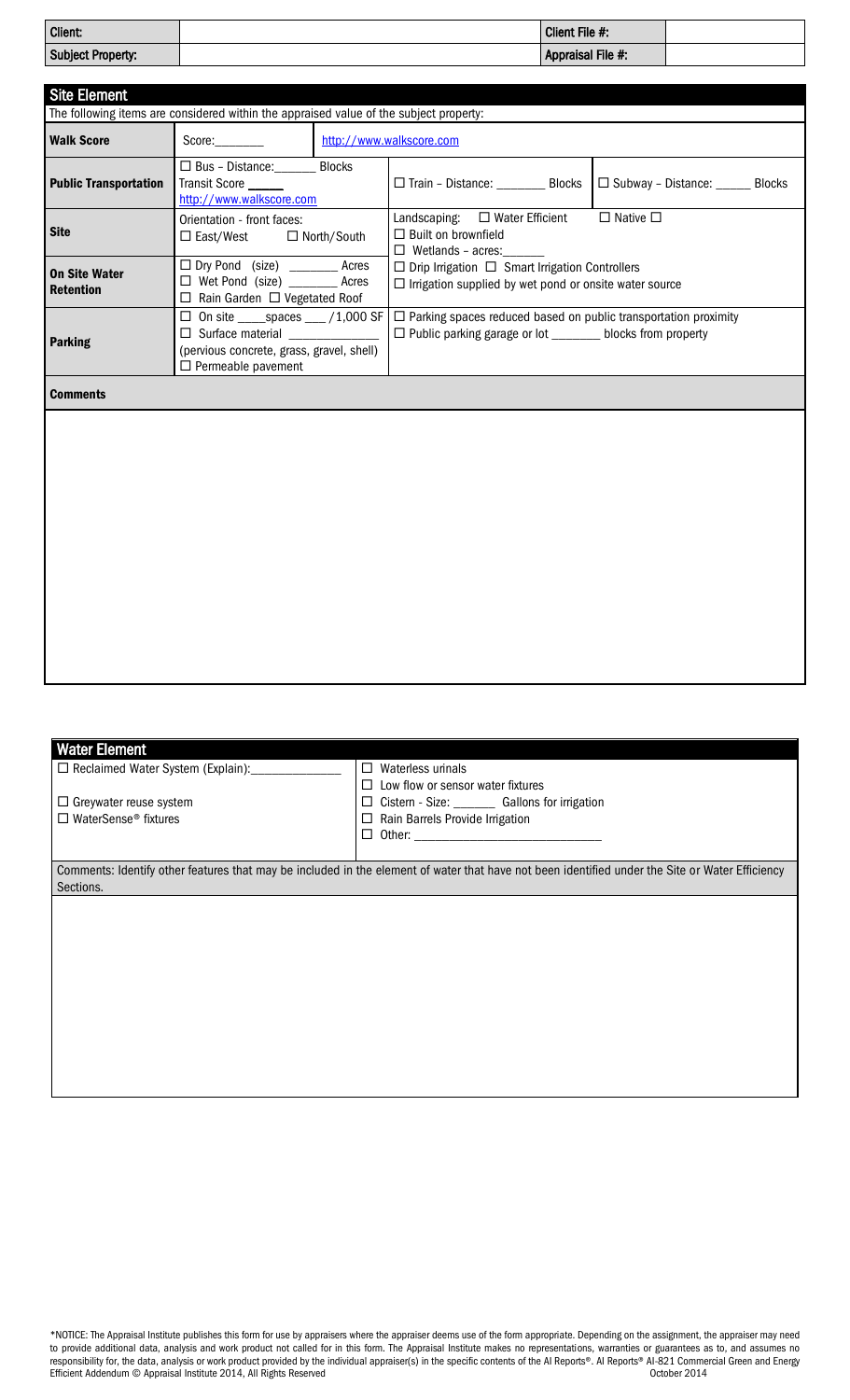| Client: | | Client File #: | |
|---|---|---|---|
| **Subject Property:** | | **Appraisal File #:** | |

## Site Element

The following items are considered within the appraised value of the subject property:

| | | | |
|---|---|---|---|
| **Walk Score** | Score:________ | http://www.walkscore.com | |
| **Public Transportation** | ☐ Bus – Distance:_______ Blocks<br>Transit Score ______<br>http://www.walkscore.com | ☐ Train – Distance: ________ Blocks | ☐ Subway – Distance: ______ Blocks |
| **Site** | Orientation - front faces:<br>☐ East/West ☐ North/South | Landscaping: ☐ Water Efficient ☐ Native ☐<br>☐ Built on brownfield<br>☐ Wetlands – acres:______ | |
| **On Site Water Retention** | ☐ Dry Pond (size) ________ Acres<br>☐ Wet Pond (size) ________ Acres<br>☐ Rain Garden ☐ Vegetated Roof | ☐ Drip Irrigation ☐ Smart Irrigation Controllers<br>☐ Irrigation supplied by wet pond or onsite water source | |
| **Parking** | ☐ On site ____spaces ___ / 1,000 SF<br>☐ Surface material ______________<br>(pervious concrete, grass, gravel, shell)<br>☐ Permeable pavement | ☐ Parking spaces reduced based on public transportation proximity<br>☐ Public parking garage or lot ________ blocks from property | |

**Comments**

## Water Element

| | |
|---|---|
| ☐ Reclaimed Water System (Explain):______________ | ☐ Waterless urinals |
| | ☐ Low flow or sensor water fixtures |
| ☐ Greywater reuse system | ☐ Cistern - Size: _______ Gallons for irrigation |
| ☐ WaterSense® fixtures | ☐ Rain Barrels Provide Irrigation |
| | ☐ Other: ____________________________ |

Comments: Identify other features that may be included in the element of water that have not been identified under the Site or Water Efficiency Sections.

*NOTICE: The Appraisal Institute publishes this form for use by appraisers where the appraiser deems use of the form appropriate. Depending on the assignment, the appraiser may need to provide additional data, analysis and work product not called for in this form. The Appraisal Institute makes no representations, warranties or guarantees as to, and assumes no responsibility for, the data, analysis or work product provided by the individual appraiser(s) in the specific contents of the AI Reports®. AI Reports® AI-821 Commercial Green and Energy Efficient Addendum © Appraisal Institute 2014, All Rights Reserved October 2014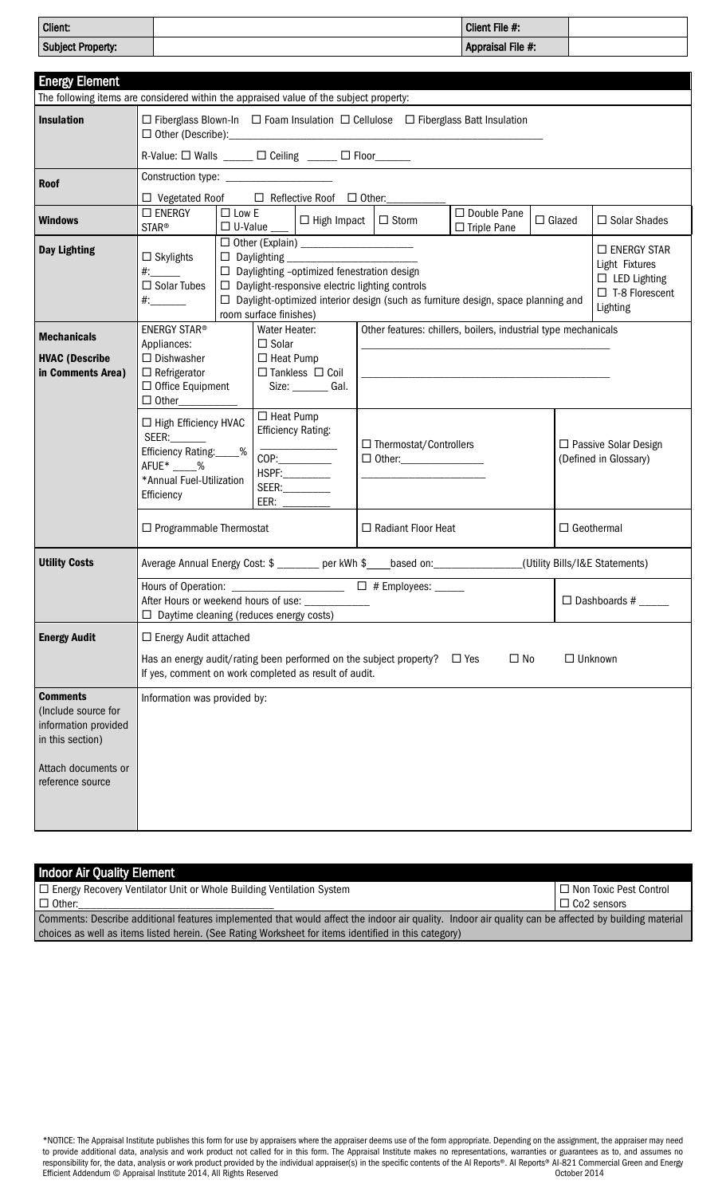| Client: | | Client File #: | |
|---|---|---|---|
| Subject Property: | | Appraisal File #: | |

## Energy Element

The following items are considered within the appraised value of the subject property:

| | | | | | | | |
|---|---|---|---|---|---|---|---|
| **Insulation** | ☐ Fiberglass Blown-In ☐ Foam Insulation ☐ Cellulose ☐ Fiberglass Batt Insulation<br>☐ Other (Describe):\_\_\_\_\_\_\_\_\_\_<br>R-Value: ☐ Walls \_\_\_\_\_ ☐ Ceiling \_\_\_\_\_ ☐ Floor\_\_\_\_\_\_ | | | | | | |
| **Roof** | Construction type: \_\_\_\_\_\_\_\_\_\_\_\_\_\_\_<br>☐ Vegetated Roof ☐ Reflective Roof ☐ Other:\_\_\_\_\_\_\_\_\_\_ | | | | | | |
| **Windows** | ☐ ENERGY STAR® | ☐ Low E<br>☐ U-Value \_\_\_ | ☐ High Impact | ☐ Storm | ☐ Double Pane<br>☐ Triple Pane | ☐ Glazed | ☐ Solar Shades |
| **Day Lighting** | ☐ Skylights<br>#:\_\_\_\_\_<br>☐ Solar Tubes<br>#:\_\_\_\_\_\_ | ☐ Other (Explain) \_\_\_\_\_\_\_\_\_\_\_\_\_\_\_\_\_\_\_\_<br>☐ Daylighting \_\_\_\_\_\_\_\_\_\_\_\_\_\_\_\_\_\_\_\_\_\_<br>☐ Daylighting -optimized fenestration design<br>☐ Daylight-responsive electric lighting controls<br>☐ Daylight-optimized interior design (such as furniture design, space planning and room surface finishes) | | | | | ☐ ENERGY STAR Light Fixtures<br>☐ LED Lighting<br>☐ T-8 Florescent Lighting |
| **Mechanicals**<br><br>**HVAC (Describe in Comments Area)** | ENERGY STAR® Appliances:<br>☐ Dishwasher<br>☐ Refrigerator<br>☐ Office Equipment<br>☐ Other\_\_\_\_\_\_\_\_\_\_ | Water Heater:<br>☐ Solar<br>☐ Heat Pump<br>☐ Tankless ☐ Coil<br>Size: \_\_\_\_\_\_\_ Gal. | Other features: chillers, boilers, industrial type mechanicals<br>\_\_\_\_\_\_\_\_\_\_\_\_\_\_\_\_\_\_\_\_ | | | | |
| | ☐ High Efficiency HVAC<br>SEER:\_\_\_\_\_\_<br>Efficiency Rating:\_\_\_\_%<br>AFUE* \_\_\_\_%<br>*Annual Fuel-Utilization Efficiency | ☐ Heat Pump Efficiency Rating:<br>\_\_\_\_\_\_\_\_\_\_\_\_<br>COP:\_\_\_\_\_\_\_\_\_<br>HSPF:\_\_\_\_\_\_\_\_<br>SEER:\_\_\_\_\_\_\_\_<br>EER: \_\_\_\_\_\_\_\_ | ☐ Thermostat/Controllers<br>☐ Other:\_\_\_\_\_\_\_\_\_\_\_\_\_\_\_ | | | ☐ Passive Solar Design (Defined in Glossary) | |
| | ☐ Programmable Thermostat | | ☐ Radiant Floor Heat | | | ☐ Geothermal | |
| **Utility Costs** | Average Annual Energy Cost: $ \_\_\_\_\_\_\_ per kWh $\_\_\_\_based on:\_\_\_\_\_\_\_\_\_\_\_\_\_\_\_(Utility Bills/I&E Statements) | | | | | | |
| | Hours of Operation: \_\_\_\_\_\_\_\_\_\_\_\_\_\_\_\_\_\_ ☐ # Employees: \_\_\_\_\_<br>After Hours or weekend hours of use: \_\_\_\_\_\_\_\_\_\_\_<br>☐ Daytime cleaning (reduces energy costs) | | | | | ☐ Dashboards # \_\_\_\_\_ | |
| **Energy Audit** | ☐ Energy Audit attached<br>Has an energy audit/rating been performed on the subject property? ☐ Yes ☐ No ☐ Unknown<br>If yes, comment on work completed as result of audit. | | | | | | |
| **Comments** (Include source for information provided in this section)<br><br>Attach documents or reference source | Information was provided by: | | | | | | |

## Indoor Air Quality Element

| | |
|---|---|
| ☐ Energy Recovery Ventilator Unit or Whole Building Ventilation System<br>☐ Other:\_\_\_\_\_\_\_\_\_\_\_\_\_\_\_\_\_\_\_\_\_\_\_\_\_\_\_\_\_\_\_\_ | ☐ Non Toxic Pest Control<br>☐ Co2 sensors |
| Comments: Describe additional features implemented that would affect the indoor air quality. Indoor air quality can be affected by building material choices as well as items listed herein. (See Rating Worksheet for items identified in this category) | |

*NOTICE: The Appraisal Institute publishes this form for use by appraisers where the appraiser deems use of the form appropriate. Depending on the assignment, the appraiser may need to provide additional data, analysis and work product not called for in this form. The Appraisal Institute makes no representations, warranties or guarantees as to, and assumes no responsibility for, the data, analysis or work product provided by the individual appraiser(s) in the specific contents of the AI Reports®. AI Reports® AI-821 Commercial Green and Energy Efficient Addendum © Appraisal Institute 2014, All Rights Reserved October 2014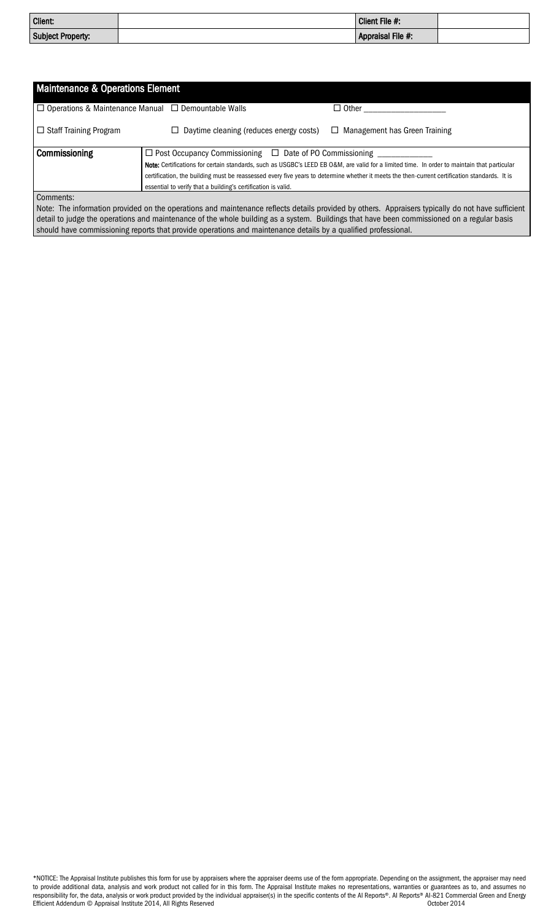| Client: | | Client File #: | |
|---|---|---|---|
| Subject Property: | | Appraisal File #: | |

## Maintenance & Operations Element

☐ Operations & Maintenance Manual ☐ Demountable Walls ☐ Other ___________________

☐ Staff Training Program ☐ Daytime cleaning (reduces energy costs) ☐ Management has Green Training

| **Commissioning** | ☐ Post Occupancy Commissioning ☐ Date of PO Commissioning ____________<br>**Note:** Certifications for certain standards, such as USGBC's LEED EB O&M, are valid for a limited time. In order to maintain that particular certification, the building must be reassessed every five years to determine whether it meets the then-current certification standards. It is essential to verify that a building's certification is valid. |
|---|---|

Comments:

Note: The information provided on the operations and maintenance reflects details provided by others. Appraisers typically do not have sufficient detail to judge the operations and maintenance of the whole building as a system. Buildings that have been commissioned on a regular basis should have commissioning reports that provide operations and maintenance details by a qualified professional.

*NOTICE: The Appraisal Institute publishes this form for use by appraisers where the appraiser deems use of the form appropriate. Depending on the assignment, the appraiser may need to provide additional data, analysis and work product not called for in this form. The Appraisal Institute makes no representations, warranties or guarantees as to, and assumes no responsibility for, the data, analysis or work product provided by the individual appraiser(s) in the specific contents of the AI Reports®. AI Reports® AI-821 Commercial Green and Energy Efficient Addendum © Appraisal Institute 2014, All Rights Reserved October 2014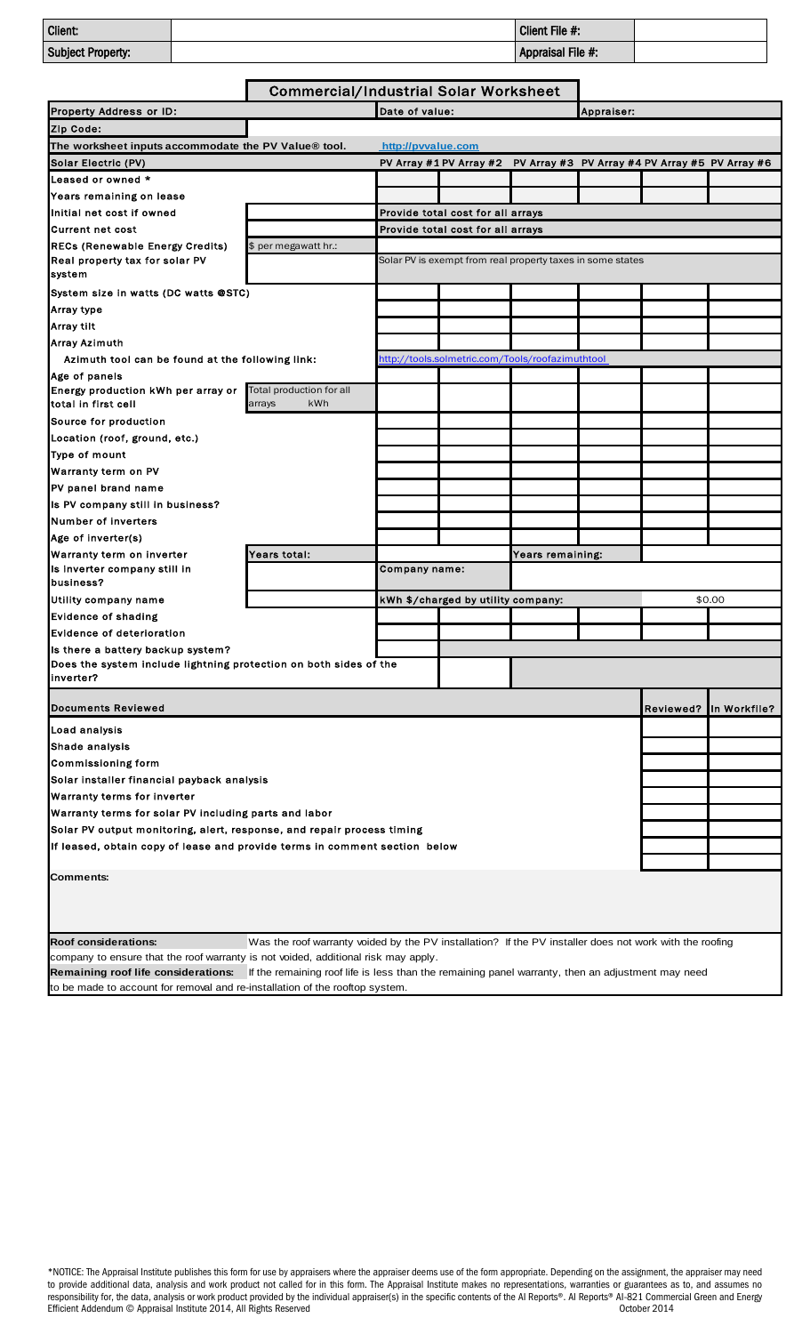| Client: | | Client File #: | |
|---|---|---|---|
| Subject Property: | | Appraisal File #: | |

## Commercial/Industrial Solar Worksheet

| Property Address or ID: | | Date of value: | | | Appraiser: | | |
|---|---|---|---|---|---|---|---|
| Zip Code: | | | | | | | |
| The worksheet inputs accommodate the PV Value® tool. | | http://pvvalue.com | | | | | |
| Solar Electric (PV) | | PV Array #1 | PV Array #2 | PV Array #3 | PV Array #4 | PV Array #5 | PV Array #6 |
| Leased or owned * | | | | | | | |
| Years remaining on lease | | | | | | | |
| Initial net cost if owned | | Provide total cost for all arrays | | | | | |
| Current net cost | | Provide total cost for all arrays | | | | | |
| RECs (Renewable Energy Credits) | $ per megawatt hr.: | | | | | | |
| Real property tax for solar PV system | | Solar PV is exempt from real property taxes in some states | | | | | |
| System size in watts (DC watts @STC) | | | | | | | |
| Array type | | | | | | | |
| Array tilt | | | | | | | |
| Array Azimuth | | | | | | | |
| Azimuth tool can be found at the following link: | | http://tools.solmetric.com/Tools/roofazimuthtool | | | | | |
| Age of panels | | | | | | | |
| Energy production kWh per array or total in first cell | Total production for all arrays kWh | | | | | | |
| Source for production | | | | | | | |
| Location (roof, ground, etc.) | | | | | | | |
| Type of mount | | | | | | | |
| Warranty term on PV | | | | | | | |
| PV panel brand name | | | | | | | |
| Is PV company still in business? | | | | | | | |
| Number of inverters | | | | | | | |
| Age of inverter(s) | | | | | | | |
| Warranty term on inverter | Years total: | | | Years remaining: | | | |
| Is inverter company still in business? | | Company name: | | | | | |
| Utility company name | | kWh $/charged by utility company: | | | | $0.00 | |
| Evidence of shading | | | | | | | |
| Evidence of deterioration | | | | | | | |
| Is there a battery backup system? | | | | | | | |
| Does the system include lightning protection on both sides of the inverter? | | | | | | | |

| Documents Reviewed | Reviewed? | In Workfile? |
|---|---|---|
| Load analysis | | |
| Shade analysis | | |
| Commissioning form | | |
| Solar installer financial payback analysis | | |
| Warranty terms for inverter | | |
| Warranty terms for solar PV including parts and labor | | |
| Solar PV output monitoring, alert, response, and repair process timing | | |
| If leased, obtain copy of lease and provide terms in comment section below | | |

**Comments:**

**Roof considerations:** Was the roof warranty voided by the PV installation? If the PV installer does not work with the roofing company to ensure that the roof warranty is not voided, additional risk may apply.

**Remaining roof life considerations:** If the remaining roof life is less than the remaining panel warranty, then an adjustment may need to be made to account for removal and re-installation of the rooftop system.

*NOTICE: The Appraisal Institute publishes this form for use by appraisers where the appraiser deems use of the form appropriate. Depending on the assignment, the appraiser may need to provide additional data, analysis and work product not called for in this form. The Appraisal Institute makes no representations, warranties or guarantees as to, and assumes no responsibility for, the data, analysis or work product provided by the individual appraiser(s) in the specific contents of the AI Reports®. AI Reports® AI-821 Commercial Green and Energy Efficient Addendum © Appraisal Institute 2014, All Rights Reserved October 2014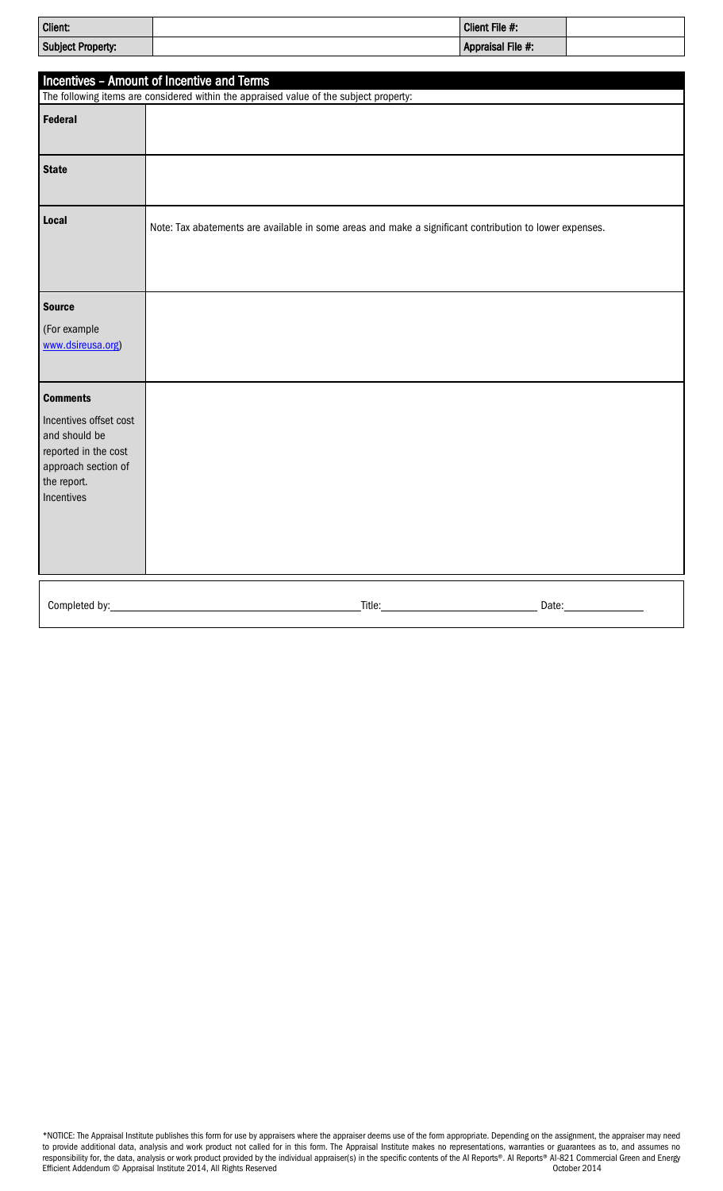| Client: | | Client File #: | |
|---|---|---|---|
| Subject Property: | | Appraisal File #: | |

## Incentives – Amount of Incentive and Terms

The following items are considered within the appraised value of the subject property:

| | |
|---|---|
| **Federal** | |
| **State** | |
| **Local** | Note: Tax abatements are available in some areas and make a significant contribution to lower expenses. |
| **Source** (For example www.dsireusa.org) | |
| **Comments** Incentives offset cost and should be reported in the cost approach section of the report. Incentives | |

Completed by: ______________________ Title: ______________________ Date: ______________

*NOTICE: The Appraisal Institute publishes this form for use by appraisers where the appraiser deems use of the form appropriate. Depending on the assignment, the appraiser may need to provide additional data, analysis and work product not called for in this form. The Appraisal Institute makes no representations, warranties or guarantees as to, and assumes no responsibility for, the data, analysis or work product provided by the individual appraiser(s) in the specific contents of the AI Reports®. AI Reports® AI-821 Commercial Green and Energy Efficient Addendum © Appraisal Institute 2014, All Rights Reserved October 2014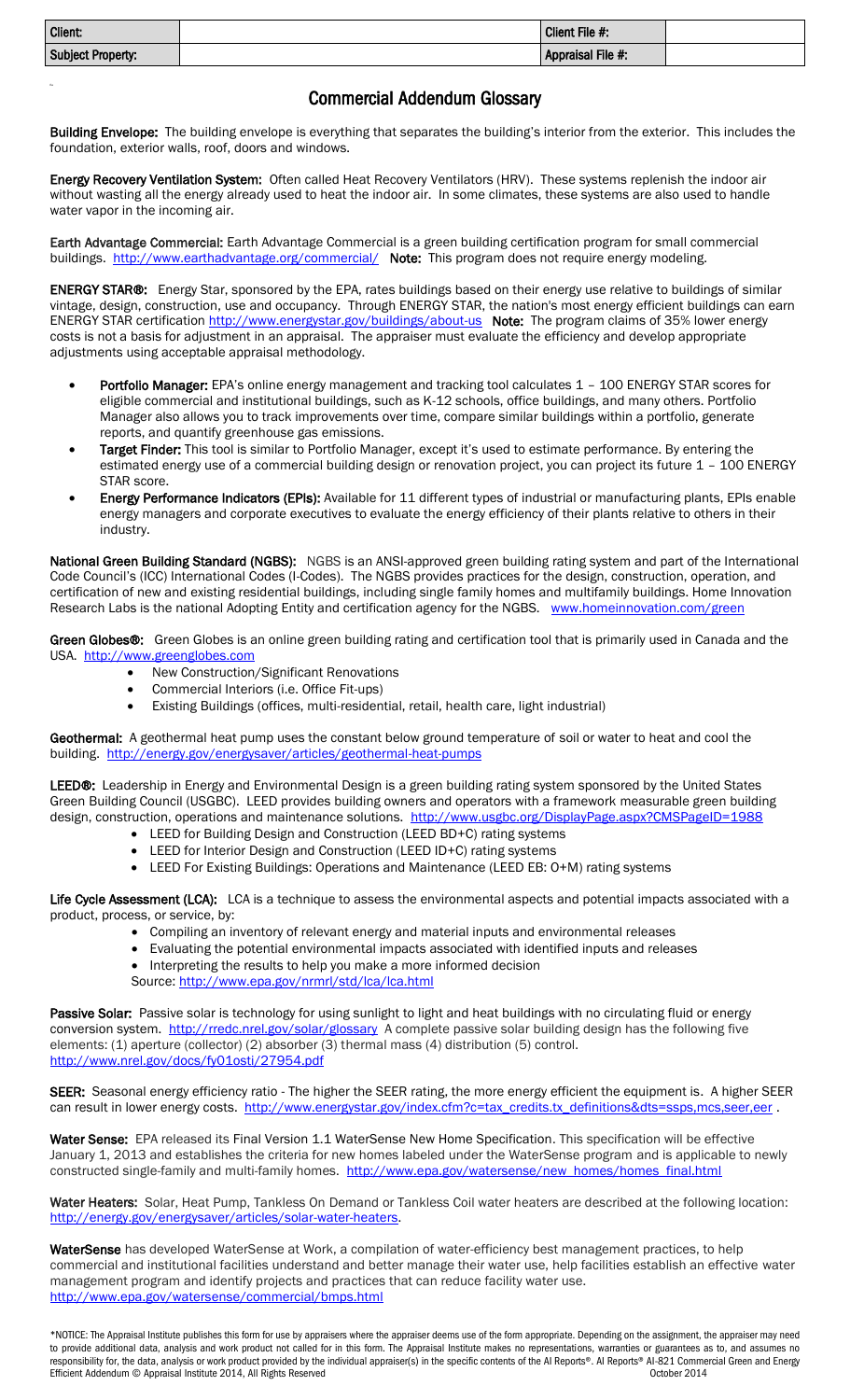| Client: | | Client File #: | |
|---|---|---|---|
| Subject Property: | | Appraisal File #: | |

# Commercial Addendum Glossary

**Building Envelope:** The building envelope is everything that separates the building's interior from the exterior. This includes the foundation, exterior walls, roof, doors and windows.

**Energy Recovery Ventilation System:** Often called Heat Recovery Ventilators (HRV). These systems replenish the indoor air without wasting all the energy already used to heat the indoor air. In some climates, these systems are also used to handle water vapor in the incoming air.

**Earth Advantage Commercial:** Earth Advantage Commercial is a green building certification program for small commercial buildings. http://www.earthadvantage.org/commercial/ **Note:** This program does not require energy modeling.

**ENERGY STAR®:** Energy Star, sponsored by the EPA, rates buildings based on their energy use relative to buildings of similar vintage, design, construction, use and occupancy. Through ENERGY STAR, the nation's most energy efficient buildings can earn ENERGY STAR certification http://www.energystar.gov/buildings/about-us **Note:** The program claims of 35% lower energy costs is not a basis for adjustment in an appraisal. The appraiser must evaluate the efficiency and develop appropriate adjustments using acceptable appraisal methodology.

- **Portfolio Manager:** EPA's online energy management and tracking tool calculates 1 – 100 ENERGY STAR scores for eligible commercial and institutional buildings, such as K-12 schools, office buildings, and many others. Portfolio Manager also allows you to track improvements over time, compare similar buildings within a portfolio, generate reports, and quantify greenhouse gas emissions.
- **Target Finder:** This tool is similar to Portfolio Manager, except it's used to estimate performance. By entering the estimated energy use of a commercial building design or renovation project, you can project its future 1 – 100 ENERGY STAR score.
- **Energy Performance Indicators (EPIs):** Available for 11 different types of industrial or manufacturing plants, EPIs enable energy managers and corporate executives to evaluate the energy efficiency of their plants relative to others in their industry.

**National Green Building Standard (NGBS):** NGBS is an ANSI-approved green building rating system and part of the International Code Council's (ICC) International Codes (I-Codes). The NGBS provides practices for the design, construction, operation, and certification of new and existing residential buildings, including single family homes and multifamily buildings. Home Innovation Research Labs is the national Adopting Entity and certification agency for the NGBS. www.homeinnovation.com/green

**Green Globes®:** Green Globes is an online green building rating and certification tool that is primarily used in Canada and the USA. http://www.greenglobes.com

- New Construction/Significant Renovations
- Commercial Interiors (i.e. Office Fit-ups)
- Existing Buildings (offices, multi-residential, retail, health care, light industrial)

**Geothermal:** A geothermal heat pump uses the constant below ground temperature of soil or water to heat and cool the building. http://energy.gov/energysaver/articles/geothermal-heat-pumps

**LEED®:** Leadership in Energy and Environmental Design is a green building rating system sponsored by the United States Green Building Council (USGBC). LEED provides building owners and operators with a framework measurable green building design, construction, operations and maintenance solutions. http://www.usgbc.org/DisplayPage.aspx?CMSPageID=1988

- LEED for Building Design and Construction (LEED BD+C) rating systems
- LEED for Interior Design and Construction (LEED ID+C) rating systems
- LEED For Existing Buildings: Operations and Maintenance (LEED EB: O+M) rating systems

**Life Cycle Assessment (LCA):** LCA is a technique to assess the environmental aspects and potential impacts associated with a product, process, or service, by:

- Compiling an inventory of relevant energy and material inputs and environmental releases
- Evaluating the potential environmental impacts associated with identified inputs and releases
- Interpreting the results to help you make a more informed decision

Source: http://www.epa.gov/nrmrl/std/lca/lca.html

**Passive Solar:** Passive solar is technology for using sunlight to light and heat buildings with no circulating fluid or energy conversion system. http://rredc.nrel.gov/solar/glossary A complete passive solar building design has the following five elements: (1) aperture (collector) (2) absorber (3) thermal mass (4) distribution (5) control. http://www.nrel.gov/docs/fy01osti/27954.pdf

**SEER:** Seasonal energy efficiency ratio - The higher the SEER rating, the more energy efficient the equipment is. A higher SEER can result in lower energy costs. http://www.energystar.gov/index.cfm?c=tax_credits.tx_definitions&dts=ssps,mcs,seer,eer .

**Water Sense:** EPA released its Final Version 1.1 WaterSense New Home Specification. This specification will be effective January 1, 2013 and establishes the criteria for new homes labeled under the WaterSense program and is applicable to newly constructed single-family and multi-family homes. http://www.epa.gov/watersense/new_homes/homes_final.html

**Water Heaters:** Solar, Heat Pump, Tankless On Demand or Tankless Coil water heaters are described at the following location: http://energy.gov/energysaver/articles/solar-water-heaters.

**WaterSense** has developed WaterSense at Work, a compilation of water-efficiency best management practices, to help commercial and institutional facilities understand and better manage their water use, help facilities establish an effective water management program and identify projects and practices that can reduce facility water use. http://www.epa.gov/watersense/commercial/bmps.html

*NOTICE: The Appraisal Institute publishes this form for use by appraisers where the appraiser deems use of the form appropriate. Depending on the assignment, the appraiser may need to provide additional data, analysis and work product not called for in this form. The Appraisal Institute makes no representations, warranties or guarantees as to, and assumes no responsibility for, the data, analysis or work product provided by the individual appraiser(s) in the specific contents of the AI Reports®. AI Reports® AI-821 Commercial Green and Energy Efficient Addendum © Appraisal Institute 2014, All Rights Reserved October 2014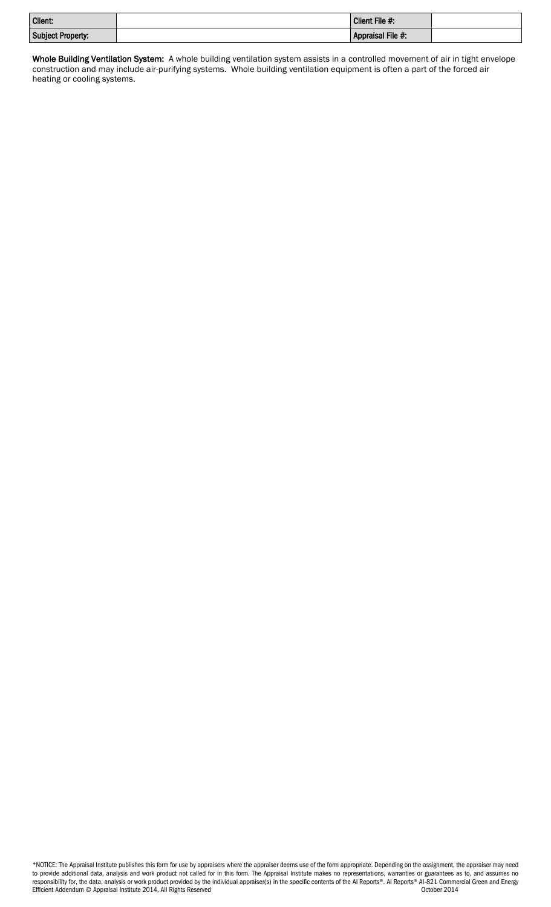| Client: | | Client File #: | |
|---|---|---|---|
| Subject Property: | | Appraisal File #: | |

**Whole Building Ventilation System:** A whole building ventilation system assists in a controlled movement of air in tight envelope construction and may include air-purifying systems. Whole building ventilation equipment is often a part of the forced air heating or cooling systems.

*NOTICE: The Appraisal Institute publishes this form for use by appraisers where the appraiser deems use of the form appropriate. Depending on the assignment, the appraiser may need to provide additional data, analysis and work product not called for in this form. The Appraisal Institute makes no representations, warranties or guarantees as to, and assumes no responsibility for, the data, analysis or work product provided by the individual appraiser(s) in the specific contents of the AI Reports®. AI Reports® AI-821 Commercial Green and Energy Efficient Addendum © Appraisal Institute 2014, All Rights Reserved October 2014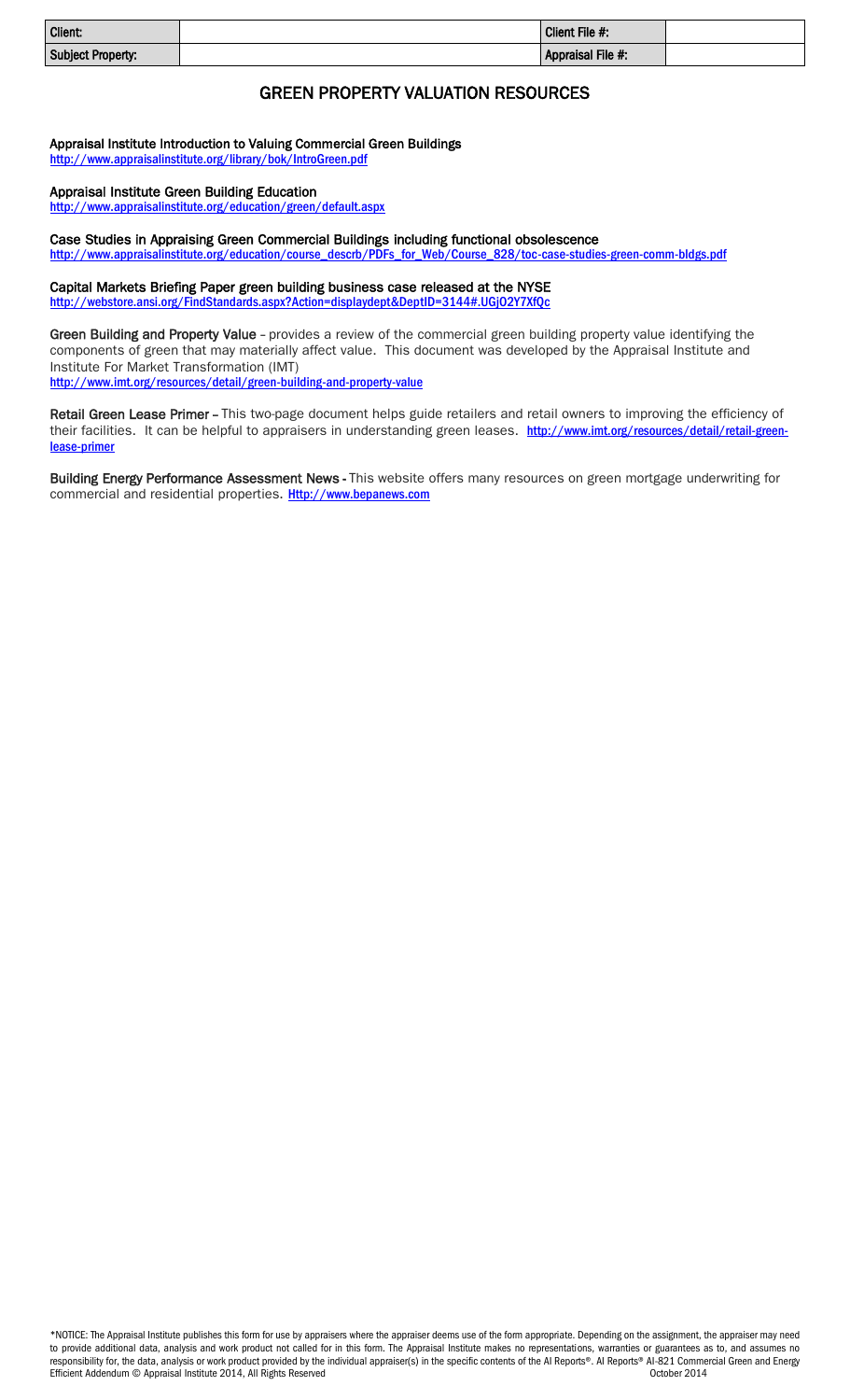| Client: | | Client File #: | |
|---|---|---|---|
| Subject Property: | | Appraisal File #: | |

## GREEN PROPERTY VALUATION RESOURCES

**Appraisal Institute Introduction to Valuing Commercial Green Buildings**
http://www.appraisalinstitute.org/library/bok/IntroGreen.pdf

**Appraisal Institute Green Building Education**
http://www.appraisalinstitute.org/education/green/default.aspx

**Case Studies in Appraising Green Commercial Buildings including functional obsolescence**
http://www.appraisalinstitute.org/education/course_descrb/PDFs_for_Web/Course_828/toc-case-studies-green-comm-bldgs.pdf

**Capital Markets Briefing Paper green building business case released at the NYSE**
http://webstore.ansi.org/FindStandards.aspx?Action=displaydept&DeptID=3144#.UGjO2Y7XfQc

**Green Building and Property Value** – provides a review of the commercial green building property value identifying the components of green that may materially affect value. This document was developed by the Appraisal Institute and Institute For Market Transformation (IMT)
http://www.imt.org/resources/detail/green-building-and-property-value

**Retail Green Lease Primer** – This two-page document helps guide retailers and retail owners to improving the efficiency of their facilities. It can be helpful to appraisers in understanding green leases. http://www.imt.org/resources/detail/retail-green-lease-primer

**Building Energy Performance Assessment News** - This website offers many resources on green mortgage underwriting for commercial and residential properties. Http://www.bepanews.com

*NOTICE: The Appraisal Institute publishes this form for use by appraisers where the appraiser deems use of the form appropriate. Depending on the assignment, the appraiser may need to provide additional data, analysis and work product not called for in this form. The Appraisal Institute makes no representations, warranties or guarantees as to, and assumes no responsibility for, the data, analysis or work product provided by the individual appraiser(s) in the specific contents of the AI Reports®. AI Reports® AI-821 Commercial Green and Energy Efficient Addendum © Appraisal Institute 2014, All Rights Reserved October 2014